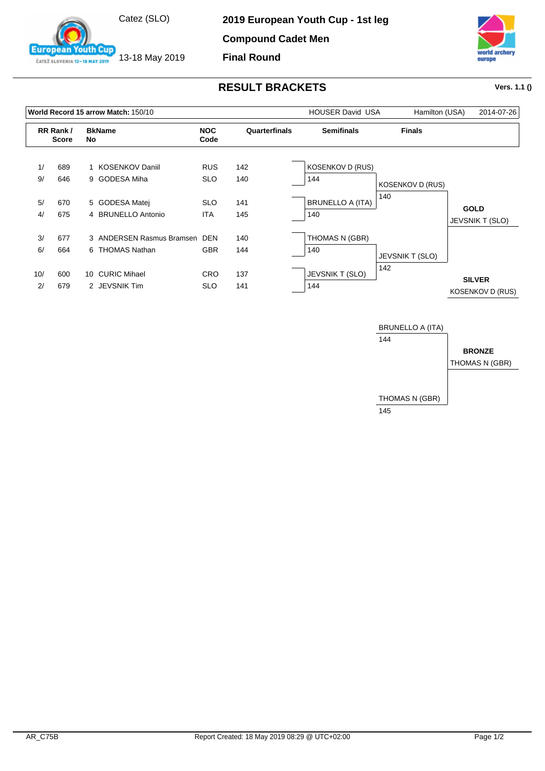Catez (SLO)

13-18 May 2019

# 2019 European Youth Cup - 1st leg

## Compound Cadet Men

## Final Round

## RESULT BRACKETS

**Vers. 1.1 ()**

**World Record 15 arrow Match:** 150/10 — HOUSER David USA — Hamilton (USA) — 2014-07-26

| RR Rank / Score | | BkName No | | NOC Code | Quarterfinals |
|---|---|---|---|---|---|
| 1/ | 689 | 1 | KOSENKOV Daniil | RUS | 142 |
| 9/ | 646 | 9 | GODESA Miha | SLO | 140 |
| 5/ | 670 | 5 | GODESA Matej | SLO | 141 |
| 4/ | 675 | 4 | BRUNELLO Antonio | ITA | 145 |
| 3/ | 677 | 3 | ANDERSEN Rasmus Bramsen | DEN | 140 |
| 6/ | 664 | 6 | THOMAS Nathan | GBR | 144 |
| 10/ | 600 | 10 | CURIC Mihael | CRO | 137 |
| 2/ | 679 | 2 | JEVSNIK Tim | SLO | 141 |

**Semifinals**

| Athlete | Score |
|---|---|
| KOSENKOV D (RUS) | 144 |
| BRUNELLO A (ITA) | 140 |
| THOMAS N (GBR) | 140 |
| JEVSNIK T (SLO) | 144 |

**Finals**

| Athlete | Score |
|---|---|
| KOSENKOV D (RUS) | 140 |
| JEVSNIK T (SLO) | 142 |

**GOLD**
JEVSNIK T (SLO)

**SILVER**
KOSENKOV D (RUS)

**Bronze Match**

| Athlete | Score |
|---|---|
| BRUNELLO A (ITA) | 144 |
| THOMAS N (GBR) | 145 |

**BRONZE**
THOMAS N (GBR)

AR_C75B

Report Created: 18 May 2019 08:29 @ UTC+02:00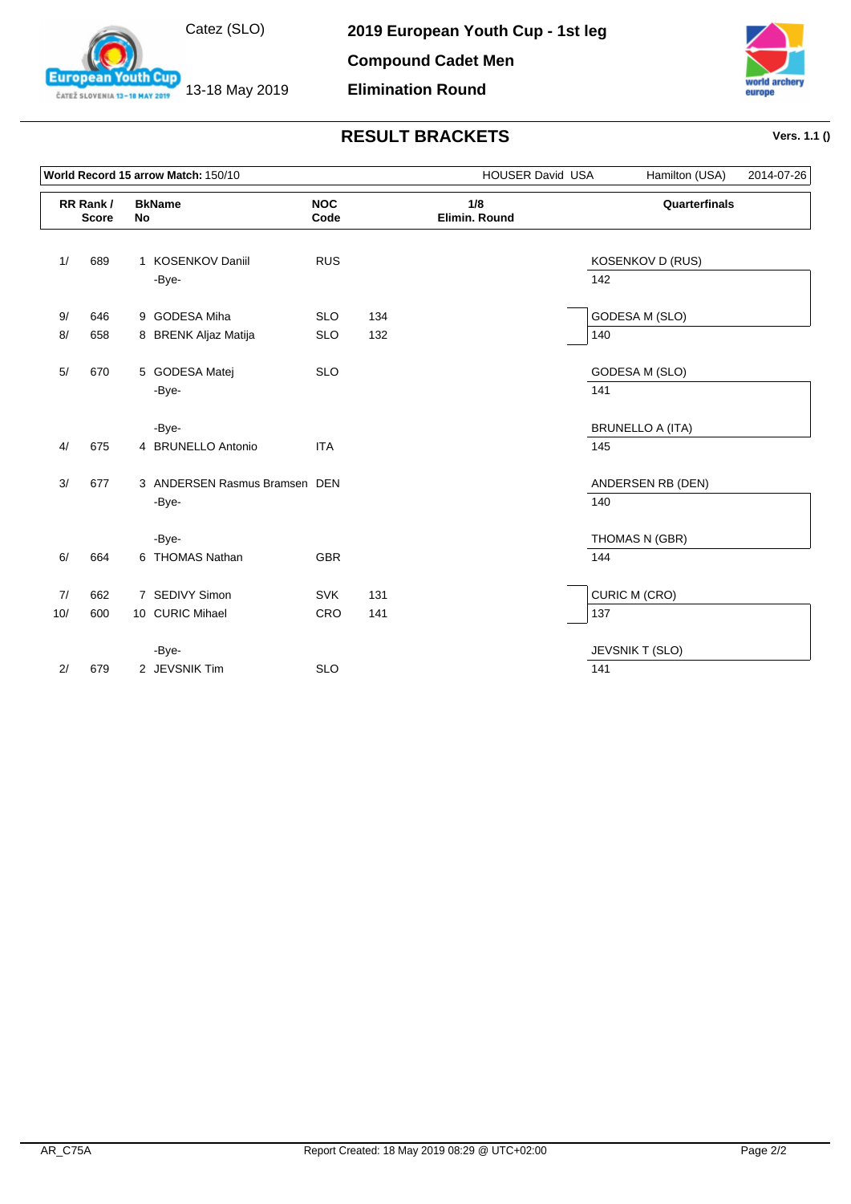Catez (SLO)

13-18 May 2019

**2019 European Youth Cup - 1st leg**

**Compound Cadet Men**

**Elimination Round**

## RESULT BRACKETS

**Vers. 1.1 ()**

| **World Record 15 arrow Match:** 150/10 | | | | | HOUSER David USA | Hamilton (USA) | 2014-07-26 |
|---|---|---|---|---|---|---|---|

| RR Rank / | Score | BkName No | NOC Code | 1/8 Elimin. Round | Quarterfinals |
|---|---|---|---|---|---|
| 1/ | 689 | 1 KOSENKOV Daniil | RUS | | KOSENKOV D (RUS) 142 |
| | | -Bye- | | | |
| 9/ | 646 | 9 GODESA Miha | SLO | 134 | GODESA M (SLO) 140 |
| 8/ | 658 | 8 BRENK Aljaz Matija | SLO | 132 | |
| 5/ | 670 | 5 GODESA Matej | SLO | | GODESA M (SLO) 141 |
| | | -Bye- | | | |
| | | -Bye- | | | BRUNELLO A (ITA) 145 |
| 4/ | 675 | 4 BRUNELLO Antonio | ITA | | |
| 3/ | 677 | 3 ANDERSEN Rasmus Bramsen | DEN | | ANDERSEN RB (DEN) 140 |
| | | -Bye- | | | |
| | | -Bye- | | | THOMAS N (GBR) 144 |
| 6/ | 664 | 6 THOMAS Nathan | GBR | | |
| 7/ | 662 | 7 SEDIVY Simon | SVK | 131 | CURIC M (CRO) 137 |
| 10/ | 600 | 10 CURIC Mihael | CRO | 141 | |
| | | -Bye- | | | JEVSNIK T (SLO) 141 |
| 2/ | 679 | 2 JEVSNIK Tim | SLO | | |

AR_C75A

Report Created: 18 May 2019 08:29 @ UTC+02:00